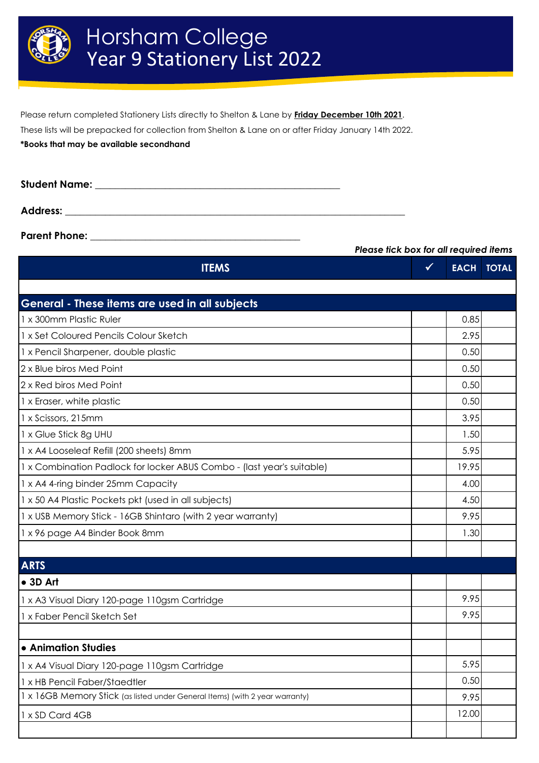# Horsham College
## Year 9 Stationery List 2022

Please return completed Stationery Lists directly to Shelton & Lane by **Friday December 10th 2021**.

These lists will be prepacked for collection from Shelton & Lane on or after Friday January 14th 2022.

**\*Books that may be available secondhand**

**Student Name:** ______________________________________________

**Address:** ______________________________________________________________

**Parent Phone:** ________________________________________

***Please tick box for all required items***

| ITEMS | ✓ | EACH | TOTAL |
|---|---|---|---|
| | | | |
| **General - These items are used in all subjects** | | | |
| 1 x 300mm Plastic Ruler | | 0.85 | |
| 1 x Set Coloured Pencils Colour Sketch | | 2.95 | |
| 1 x Pencil Sharpener, double plastic | | 0.50 | |
| 2 x Blue biros Med Point | | 0.50 | |
| 2 x Red biros Med Point | | 0.50 | |
| 1 x Eraser, white plastic | | 0.50 | |
| 1 x Scissors, 215mm | | 3.95 | |
| 1 x Glue Stick 8g UHU | | 1.50 | |
| 1 x A4 Looseleaf Refill (200 sheets) 8mm | | 5.95 | |
| 1 x Combination Padlock for locker ABUS Combo - (last year's suitable) | | 19.95 | |
| 1 x A4 4-ring binder 25mm Capacity | | 4.00 | |
| 1 x 50 A4 Plastic Pockets pkt (used in all subjects) | | 4.50 | |
| 1 x USB Memory Stick - 16GB Shintaro (with 2 year warranty) | | 9.95 | |
| 1 x 96 page A4 Binder Book 8mm | | 1.30 | |
| | | | |
| **ARTS** | | | |
| **• 3D Art** | | | |
| 1 x A3 Visual Diary 120-page 110gsm Cartridge | | 9.95 | |
| 1 x Faber Pencil Sketch Set | | 9.95 | |
| | | | |
| **• Animation Studies** | | | |
| 1 x A4 Visual Diary 120-page 110gsm Cartridge | | 5.95 | |
| 1 x HB Pencil Faber/Staedtler | | 0.50 | |
| 1 x 16GB Memory Stick (as listed under General Items) (with 2 year warranty) | | 9.95 | |
| 1 x SD Card 4GB | | 12.00 | |
| | | | |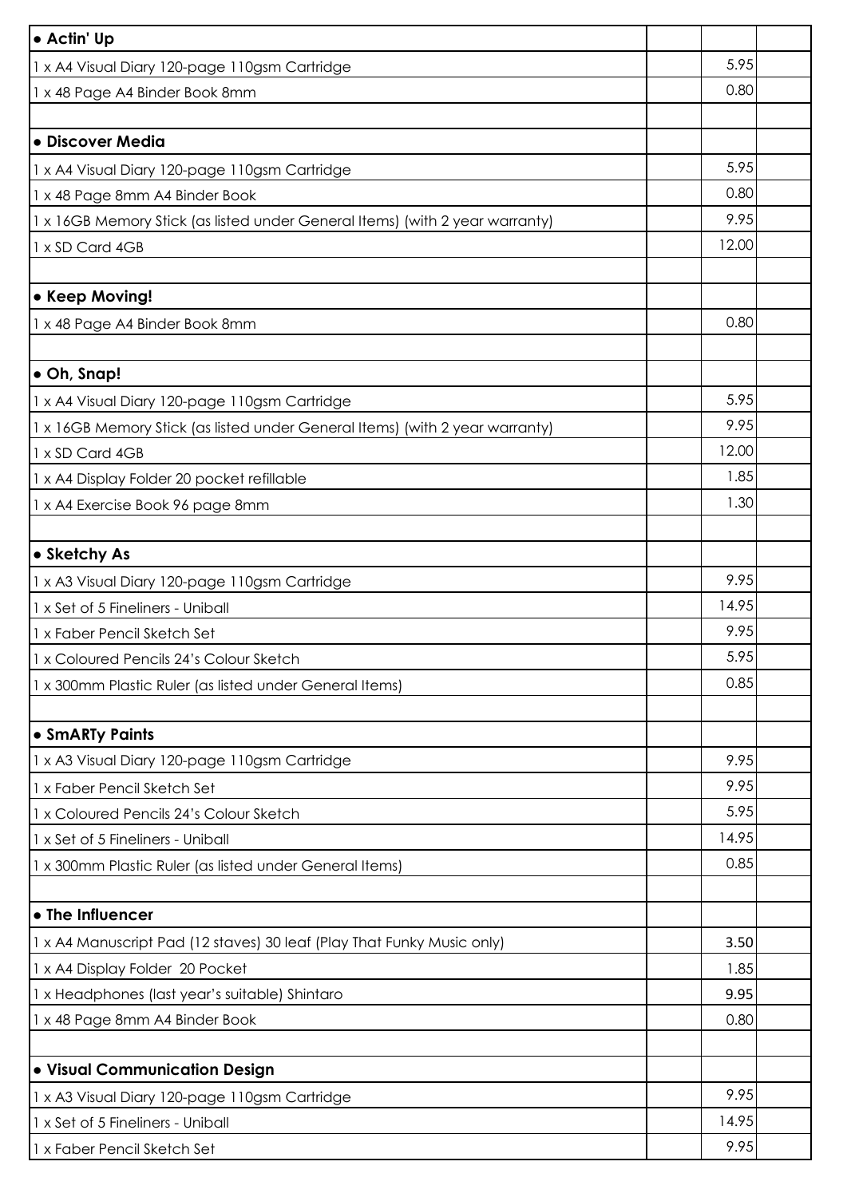| | | | |
|---|---|---|---|
| **● Actin' Up** | | | |
| 1 x A4 Visual Diary 120-page 110gsm Cartridge | | 5.95 | |
| 1 x 48 Page A4 Binder Book 8mm | | 0.80 | |
| | | | |
| **● Discover Media** | | | |
| 1 x A4 Visual Diary 120-page 110gsm Cartridge | | 5.95 | |
| 1 x 48 Page 8mm A4 Binder Book | | 0.80 | |
| 1 x 16GB Memory Stick (as listed under General Items) (with 2 year warranty) | | 9.95 | |
| 1 x SD Card 4GB | | 12.00 | |
| | | | |
| **● Keep Moving!** | | | |
| 1 x 48 Page A4 Binder Book 8mm | | 0.80 | |
| | | | |
| **● Oh, Snap!** | | | |
| 1 x A4 Visual Diary 120-page 110gsm Cartridge | | 5.95 | |
| 1 x 16GB Memory Stick (as listed under General Items) (with 2 year warranty) | | 9.95 | |
| 1 x SD Card 4GB | | 12.00 | |
| 1 x A4 Display Folder 20 pocket refillable | | 1.85 | |
| 1 x A4 Exercise Book 96 page 8mm | | 1.30 | |
| | | | |
| **● Sketchy As** | | | |
| 1 x A3 Visual Diary 120-page 110gsm Cartridge | | 9.95 | |
| 1 x Set of 5 Fineliners - Uniball | | 14.95 | |
| 1 x Faber Pencil Sketch Set | | 9.95 | |
| 1 x Coloured Pencils 24's Colour Sketch | | 5.95 | |
| 1 x 300mm Plastic Ruler (as listed under General Items) | | 0.85 | |
| | | | |
| **● SmARTy Paints** | | | |
| 1 x A3 Visual Diary 120-page 110gsm Cartridge | | 9.95 | |
| 1 x Faber Pencil Sketch Set | | 9.95 | |
| 1 x Coloured Pencils 24's Colour Sketch | | 5.95 | |
| 1 x Set of 5 Fineliners - Uniball | | 14.95 | |
| 1 x 300mm Plastic Ruler (as listed under General Items) | | 0.85 | |
| | | | |
| **● The Influencer** | | | |
| 1 x A4 Manuscript Pad (12 staves) 30 leaf (Play That Funky Music only) | | 3.50 | |
| 1 x A4 Display Folder 20 Pocket | | 1.85 | |
| 1 x Headphones (last year's suitable) Shintaro | | 9.95 | |
| 1 x 48 Page 8mm A4 Binder Book | | 0.80 | |
| | | | |
| **● Visual Communication Design** | | | |
| 1 x A3 Visual Diary 120-page 110gsm Cartridge | | 9.95 | |
| 1 x Set of 5 Fineliners - Uniball | | 14.95 | |
| 1 x Faber Pencil Sketch Set | | 9.95 | |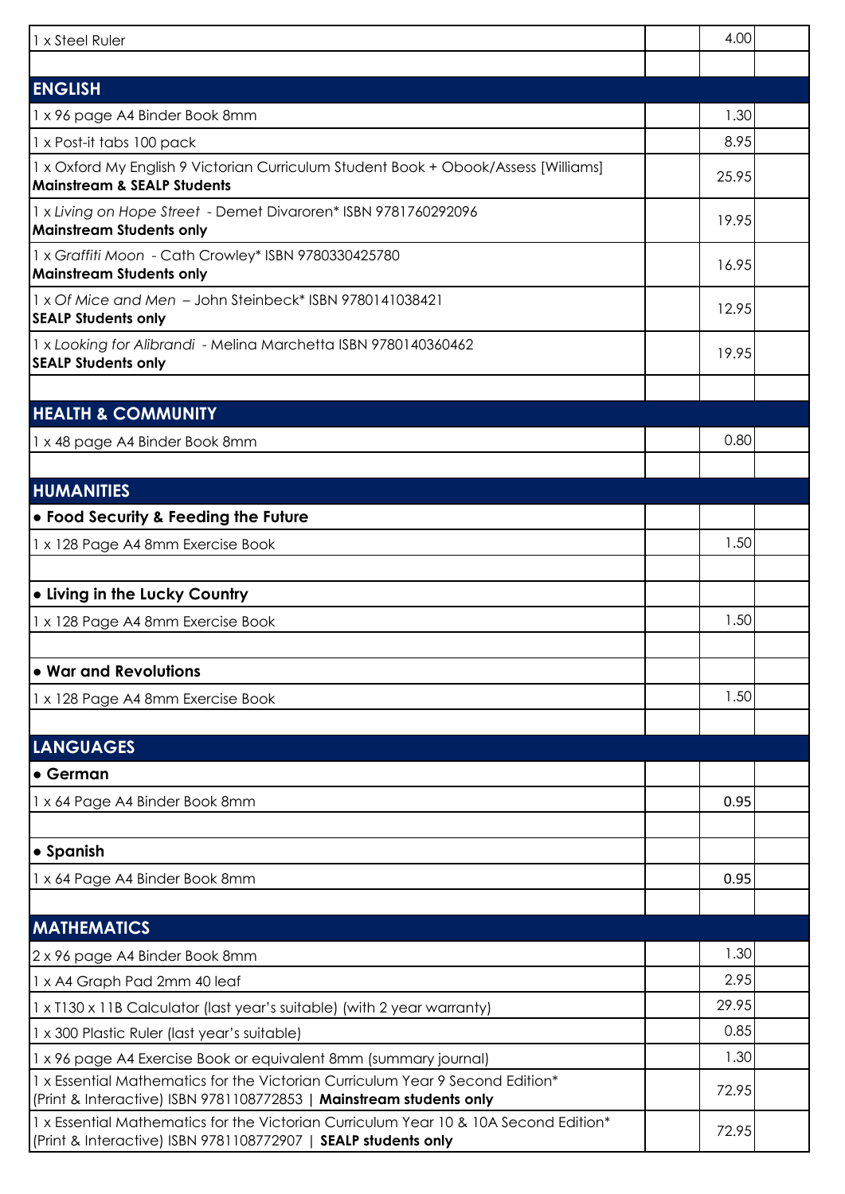| | | | |
|---|---|---|---|
| 1 x Steel Ruler | | 4.00 | |
| | | | |
| **ENGLISH** | | | |
| 1 x 96 page A4 Binder Book 8mm | | 1.30 | |
| 1 x Post-it tabs 100 pack | | 8.95 | |
| 1 x Oxford My English 9 Victorian Curriculum Student Book + Obook/Assess [Williams] **Mainstream & SEALP Students** | | 25.95 | |
| 1 x *Living on Hope Street* - Demet Divaroren* ISBN 9781760292096 **Mainstream Students only** | | 19.95 | |
| 1 x *Graffiti Moon* - Cath Crowley* ISBN 9780330425780 **Mainstream Students only** | | 16.95 | |
| 1 x *Of Mice and Men* – John Steinbeck* ISBN 9780141038421 **SEALP Students only** | | 12.95 | |
| 1 x *Looking for Alibrandi* - Melina Marchetta ISBN 9780140360462 **SEALP Students only** | | 19.95 | |
| | | | |
| **HEALTH & COMMUNITY** | | | |
| 1 x 48 page A4 Binder Book 8mm | | 0.80 | |
| | | | |
| **HUMANITIES** | | | |
| **• Food Security & Feeding the Future** | | | |
| 1 x 128 Page A4 8mm Exercise Book | | 1.50 | |
| | | | |
| **• Living in the Lucky Country** | | | |
| 1 x 128 Page A4 8mm Exercise Book | | 1.50 | |
| | | | |
| **• War and Revolutions** | | | |
| 1 x 128 Page A4 8mm Exercise Book | | 1.50 | |
| | | | |
| **LANGUAGES** | | | |
| **• German** | | | |
| 1 x 64 Page A4 Binder Book 8mm | | **0.95** | |
| | | | |
| **• Spanish** | | | |
| 1 x 64 Page A4 Binder Book 8mm | | **0.95** | |
| | | | |
| **MATHEMATICS** | | | |
| 2 x 96 page A4 Binder Book 8mm | | 1.30 | |
| 1 x A4 Graph Pad 2mm 40 leaf | | 2.95 | |
| 1 x T130 x 11B Calculator (last year's suitable) (with 2 year warranty) | | 29.95 | |
| 1 x 300 Plastic Ruler (last year's suitable) | | 0.85 | |
| 1 x 96 page A4 Exercise Book or equivalent 8mm (summary journal) | | 1.30 | |
| 1 x Essential Mathematics for the Victorian Curriculum Year 9 Second Edition* (Print & Interactive) ISBN 9781108772853 \| **Mainstream students only** | | 72.95 | |
| 1 x Essential Mathematics for the Victorian Curriculum Year 10 & 10A Second Edition* (Print & Interactive) ISBN 9781108772907 \| **SEALP students only** | | 72.95 | |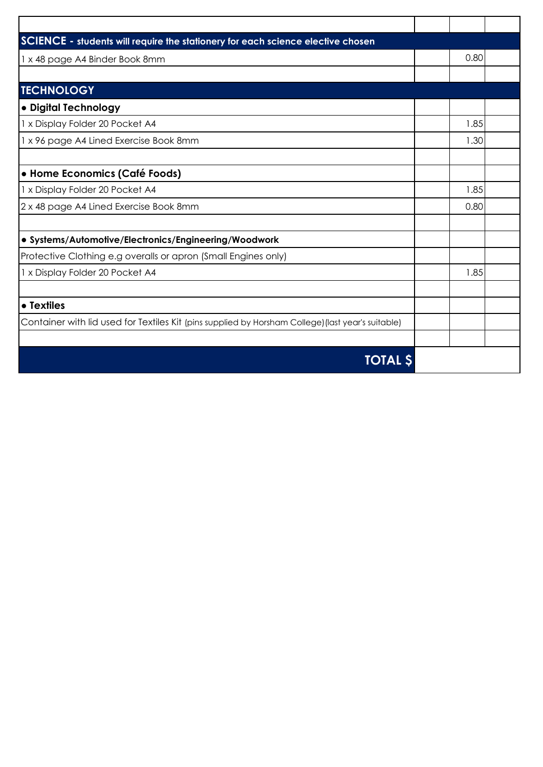| | | | |
|---|---|---|---|
| **SCIENCE - students will require the stationery for each science elective chosen** | | | |
| 1 x 48 page A4 Binder Book 8mm | | 0.80 | |
| | | | |
| **TECHNOLOGY** | | | |
| **• Digital Technology** | | | |
| 1 x Display Folder 20 Pocket A4 | | 1.85 | |
| 1 x 96 page A4 Lined Exercise Book 8mm | | 1.30 | |
| | | | |
| **• Home Economics (Café Foods)** | | | |
| 1 x Display Folder 20 Pocket A4 | | 1.85 | |
| 2 x 48 page A4 Lined Exercise Book 8mm | | 0.80 | |
| | | | |
| **• Systems/Automotive/Electronics/Engineering/Woodwork** | | | |
| Protective Clothing e.g overalls or apron (Small Engines only) | | | |
| 1 x Display Folder 20 Pocket A4 | | 1.85 | |
| | | | |
| **• Textiles** | | | |
| Container with lid used for Textiles Kit (pins supplied by Horsham College) (last year's suitable) | | | |
| | | | |
| **TOTAL $** | | | |